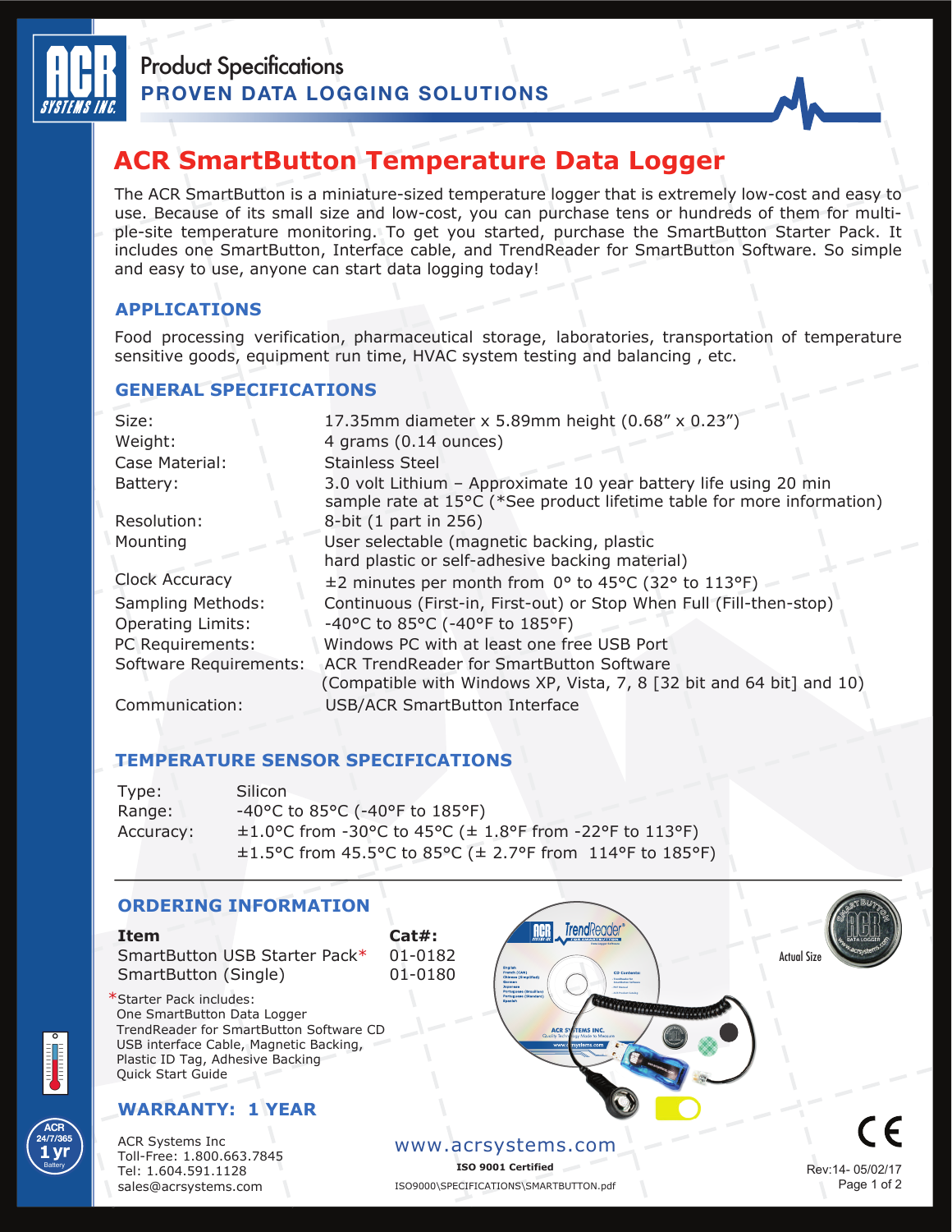# ACR SmartButton Temperature Data Logger

The ACR SmartButton is a miniature-sized temperature logger that is extremely low-cost and easy to use. Because of its small size and low-cost, you can purchase tens or hundreds of them for multiple-site temperature monitoring. To get you started, purchase the SmartButton Starter Pack. It includes one SmartButton, Interface cable, and TrendReader for SmartButton Software. So simple and easy to use, anyone can start data logging today!

## APPLICATIONS

Food processing verification, pharmaceutical storage, laboratories, transportation of temperature sensitive goods, equipment run time, HVAC system testing and balancing , etc.

## GENERAL SPECIFICATIONS

| | |
|---|---|
| Size: | 17.35mm diameter x 5.89mm height (0.68" x 0.23") |
| Weight: | 4 grams (0.14 ounces) |
| Case Material: | Stainless Steel |
| Battery: | 3.0 volt Lithium – Approximate 10 year battery life using 20 min sample rate at 15°C (*See product lifetime table for more information) |
| Resolution: | 8-bit (1 part in 256) |
| Mounting | User selectable (magnetic backing, plastic hard plastic or self-adhesive backing material) |
| Clock Accuracy | ±2 minutes per month from 0° to 45°C (32° to 113°F) |
| Sampling Methods: | Continuous (First-in, First-out) or Stop When Full (Fill-then-stop) |
| Operating Limits: | -40°C to 85°C (-40°F to 185°F) |
| PC Requirements: | Windows PC with at least one free USB Port |
| Software Requirements: | ACR TrendReader for SmartButton Software (Compatible with Windows XP, Vista, 7, 8 [32 bit and 64 bit] and 10) |
| Communication: | USB/ACR SmartButton Interface |

## TEMPERATURE SENSOR SPECIFICATIONS

| | |
|---|---|
| Type: | Silicon |
| Range: | -40°C to 85°C (-40°F to 185°F) |
| Accuracy: | ±1.0°C from -30°C to 45°C (± 1.8°F from -22°F to 113°F)<br>±1.5°C from 45.5°C to 85°C (± 2.7°F from 114°F to 185°F) |

## ORDERING INFORMATION

| Item | Cat#: |
|---|---|
| SmartButton USB Starter Pack* | 01-0182 |
| SmartButton (Single) | 01-0180 |

*Starter Pack includes:
One SmartButton Data Logger
TrendReader for SmartButton Software CD
USB interface Cable, Magnetic Backing,
Plastic ID Tag, Adhesive Backing
Quick Start Guide

Actual Size

## WARRANTY: 1 YEAR

ACR Systems Inc
Toll-Free: 1.800.663.7845
Tel: 1.604.591.1128
sales@acrsystems.com

www.acrsystems.com

ISO 9001 Certified

ISO9000\SPECIFICATIONS\SMARTBUTTON.pdf

Rev:14- 05/02/17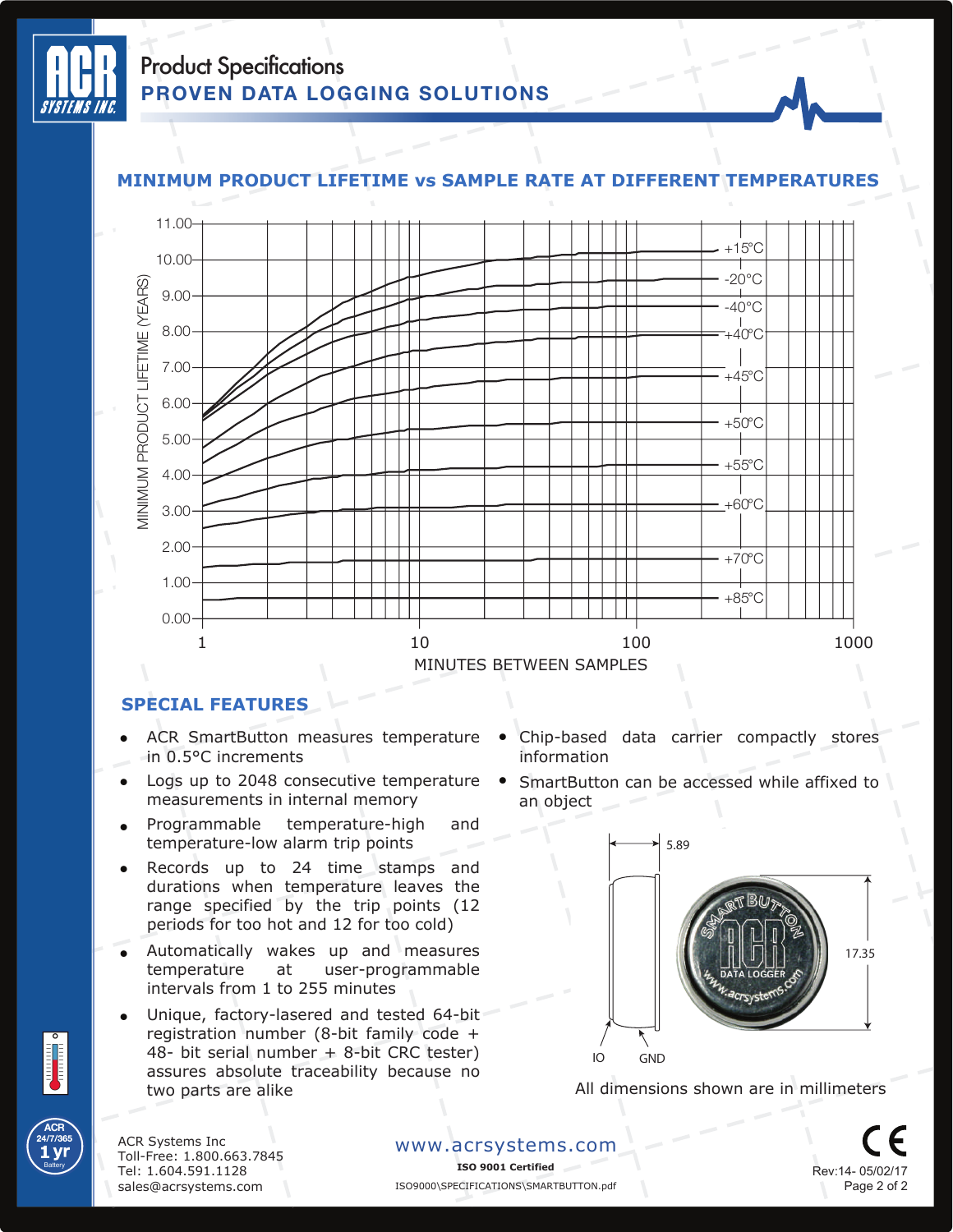## MINIMUM PRODUCT LIFETIME vs SAMPLE RATE AT DIFFERENT TEMPERATURES

11.00
10.00
9.00
8.00
7.00
6.00
5.00
4.00
3.00
2.00
1.00
0.00

MINIMUM PRODUCT LIFETIME (YEARS)

+15°C
-20°C
-40°C
+40°C
+45°C
+50°C
+55°C
+60°C
+70°C
+85°C

1
10
100
1000

MINUTES BETWEEN SAMPLES

## SPECIAL FEATURES

- ACR SmartButton measures temperature in 0.5°C increments
- Logs up to 2048 consecutive temperature measurements in internal memory
- Programmable temperature-high and temperature-low alarm trip points
- Records up to 24 time stamps and durations when temperature leaves the range specified by the trip points (12 periods for too hot and 12 for too cold)
- Automatically wakes up and measures temperature at user-programmable intervals from 1 to 255 minutes
- Unique, factory-lasered and tested 64-bit registration number (8-bit family code + 48- bit serial number + 8-bit CRC tester) assures absolute traceability because no two parts are alike
- Chip-based data carrier compactly stores information
- SmartButton can be accessed while affixed to an object

5.89

17.35

IO

GND

All dimensions shown are in millimeters

ACR Systems Inc
Toll-Free: 1.800.663.7845
Tel: 1.604.591.1128
sales@acrsystems.com

www.acrsystems.com

**ISO 9001 Certified**

ISO9000\SPECIFICATIONS\SMARTBUTTON.pdf

Rev:14- 05/02/17